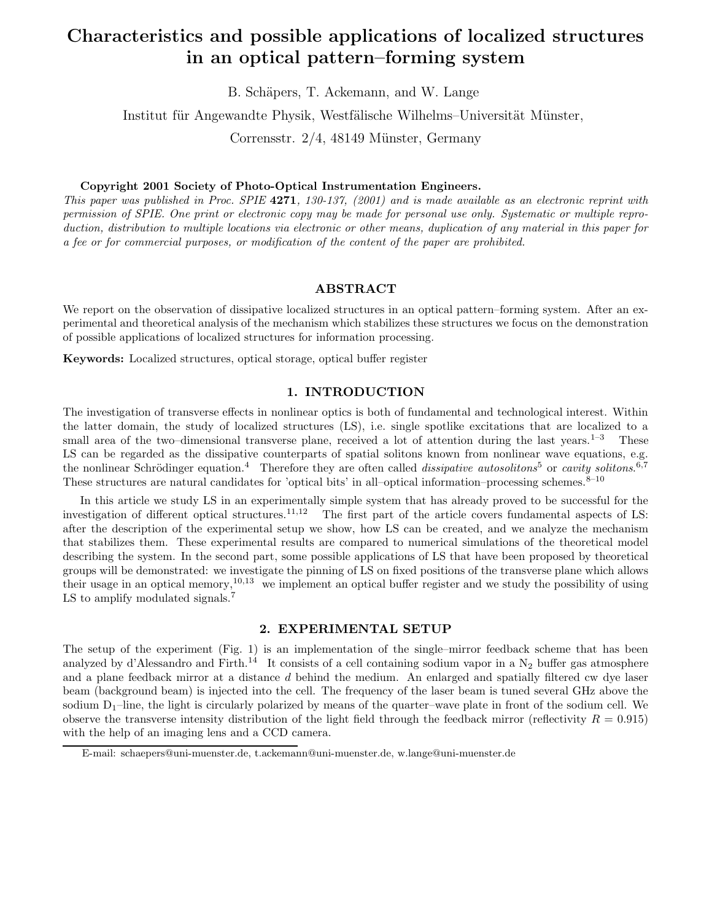# Characteristics and possible applications of localized structures in an optical pattern–forming system

B. Schäpers, T. Ackemann, and W. Lange

Institut für Angewandte Physik, Westfälische Wilhelms–Universität Münster,

Corrensstr. 2/4, 48149 Münster, Germany

**Copyright 2001 Society of Photo-Optical Instrumentation Engineers.**
*This paper was published in Proc. SPIE* **4271***, 130-137, (2001) and is made available as an electronic reprint with permission of SPIE. One print or electronic copy may be made for personal use only. Systematic or multiple reproduction, distribution to multiple locations via electronic or other means, duplication of any material in this paper for a fee or for commercial purposes, or modification of the content of the paper are prohibited.*

## ABSTRACT

We report on the observation of dissipative localized structures in an optical pattern–forming system. After an experimental and theoretical analysis of the mechanism which stabilizes these structures we focus on the demonstration of possible applications of localized structures for information processing.

**Keywords:** Localized structures, optical storage, optical buffer register

## 1. INTRODUCTION

The investigation of transverse effects in nonlinear optics is both of fundamental and technological interest. Within the latter domain, the study of localized structures (LS), i.e. single spotlike excitations that are localized to a small area of the two–dimensional transverse plane, received a lot of attention during the last years.[1–3] These LS can be regarded as the dissipative counterparts of spatial solitons known from nonlinear wave equations, e.g. the nonlinear Schrödinger equation.[4] Therefore they are often called *dissipative autosolitons*[5] or *cavity solitons*.[6,7] These structures are natural candidates for 'optical bits' in all–optical information–processing schemes.[8–10]

In this article we study LS in an experimentally simple system that has already proved to be successful for the investigation of different optical structures.[11,12] The first part of the article covers fundamental aspects of LS: after the description of the experimental setup we show, how LS can be created, and we analyze the mechanism that stabilizes them. These experimental results are compared to numerical simulations of the theoretical model describing the system. In the second part, some possible applications of LS that have been proposed by theoretical groups will be demonstrated: we investigate the pinning of LS on fixed positions of the transverse plane which allows their usage in an optical memory,[10,13] we implement an optical buffer register and we study the possibility of using LS to amplify modulated signals.[7]

## 2. EXPERIMENTAL SETUP

The setup of the experiment (Fig. 1) is an implementation of the single–mirror feedback scheme that has been analyzed by d'Alessandro and Firth.[14] It consists of a cell containing sodium vapor in a $N_2$ buffer gas atmosphere and a plane feedback mirror at a distance $d$ behind the medium. An enlarged and spatially filtered cw dye laser beam (background beam) is injected into the cell. The frequency of the laser beam is tuned several GHz above the sodium $D_1$–line, the light is circularly polarized by means of the quarter–wave plate in front of the sodium cell. We observe the transverse intensity distribution of the light field through the feedback mirror (reflectivity $R = 0.915$) with the help of an imaging lens and a CCD camera.

E-mail: schaepers@uni-muenster.de, t.ackemann@uni-muenster.de, w.lange@uni-muenster.de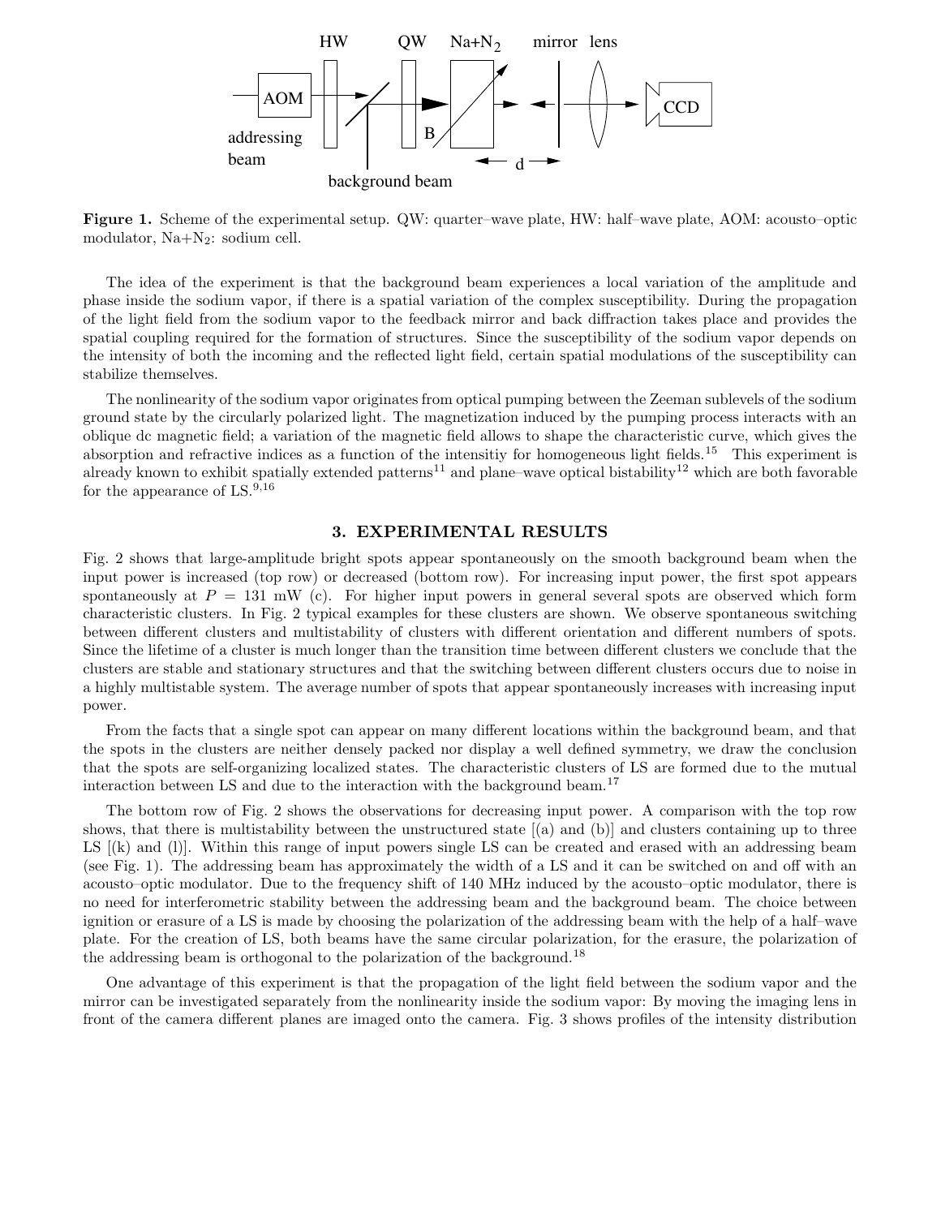HW QW $Na+N_2$ mirror lens

AOM

CCD

addressing beam

B

d

background beam

**Figure 1.** Scheme of the experimental setup. QW: quarter–wave plate, HW: half–wave plate, AOM: acousto–optic modulator, $Na+N_2$: sodium cell.

The idea of the experiment is that the background beam experiences a local variation of the amplitude and phase inside the sodium vapor, if there is a spatial variation of the complex susceptibility. During the propagation of the light field from the sodium vapor to the feedback mirror and back diffraction takes place and provides the spatial coupling required for the formation of structures. Since the susceptibility of the sodium vapor depends on the intensity of both the incoming and the reflected light field, certain spatial modulations of the susceptibility can stabilize themselves.

The nonlinearity of the sodium vapor originates from optical pumping between the Zeeman sublevels of the sodium ground state by the circularly polarized light. The magnetization induced by the pumping process interacts with an oblique dc magnetic field; a variation of the magnetic field allows to shape the characteristic curve, which gives the absorption and refractive indices as a function of the intensitiy for homogeneous light fields.[15] This experiment is already known to exhibit spatially extended patterns[11] and plane–wave optical bistability[12] which are both favorable for the appearance of LS.[9,16]

## 3. EXPERIMENTAL RESULTS

Fig. 2 shows that large-amplitude bright spots appear spontaneously on the smooth background beam when the input power is increased (top row) or decreased (bottom row). For increasing input power, the first spot appears spontaneously at $P = 131$ mW (c). For higher input powers in general several spots are observed which form characteristic clusters. In Fig. 2 typical examples for these clusters are shown. We observe spontaneous switching between different clusters and multistability of clusters with different orientation and different numbers of spots. Since the lifetime of a cluster is much longer than the transition time between different clusters we conclude that the clusters are stable and stationary structures and that the switching between different clusters occurs due to noise in a highly multistable system. The average number of spots that appear spontaneously increases with increasing input power.

From the facts that a single spot can appear on many different locations within the background beam, and that the spots in the clusters are neither densely packed nor display a well defined symmetry, we draw the conclusion that the spots are self-organizing localized states. The characteristic clusters of LS are formed due to the mutual interaction between LS and due to the interaction with the background beam.[17]

The bottom row of Fig. 2 shows the observations for decreasing input power. A comparison with the top row shows, that there is multistability between the unstructured state [(a) and (b)] and clusters containing up to three LS [(k) and (l)]. Within this range of input powers single LS can be created and erased with an addressing beam (see Fig. 1). The addressing beam has approximately the width of a LS and it can be switched on and off with an acousto–optic modulator. Due to the frequency shift of 140 MHz induced by the acousto–optic modulator, there is no need for interferometric stability between the addressing beam and the background beam. The choice between ignition or erasure of a LS is made by choosing the polarization of the addressing beam with the help of a half–wave plate. For the creation of LS, both beams have the same circular polarization, for the erasure, the polarization of the addressing beam is orthogonal to the polarization of the background.[18]

One advantage of this experiment is that the propagation of the light field between the sodium vapor and the mirror can be investigated separately from the nonlinearity inside the sodium vapor: By moving the imaging lens in front of the camera different planes are imaged onto the camera. Fig. 3 shows profiles of the intensity distribution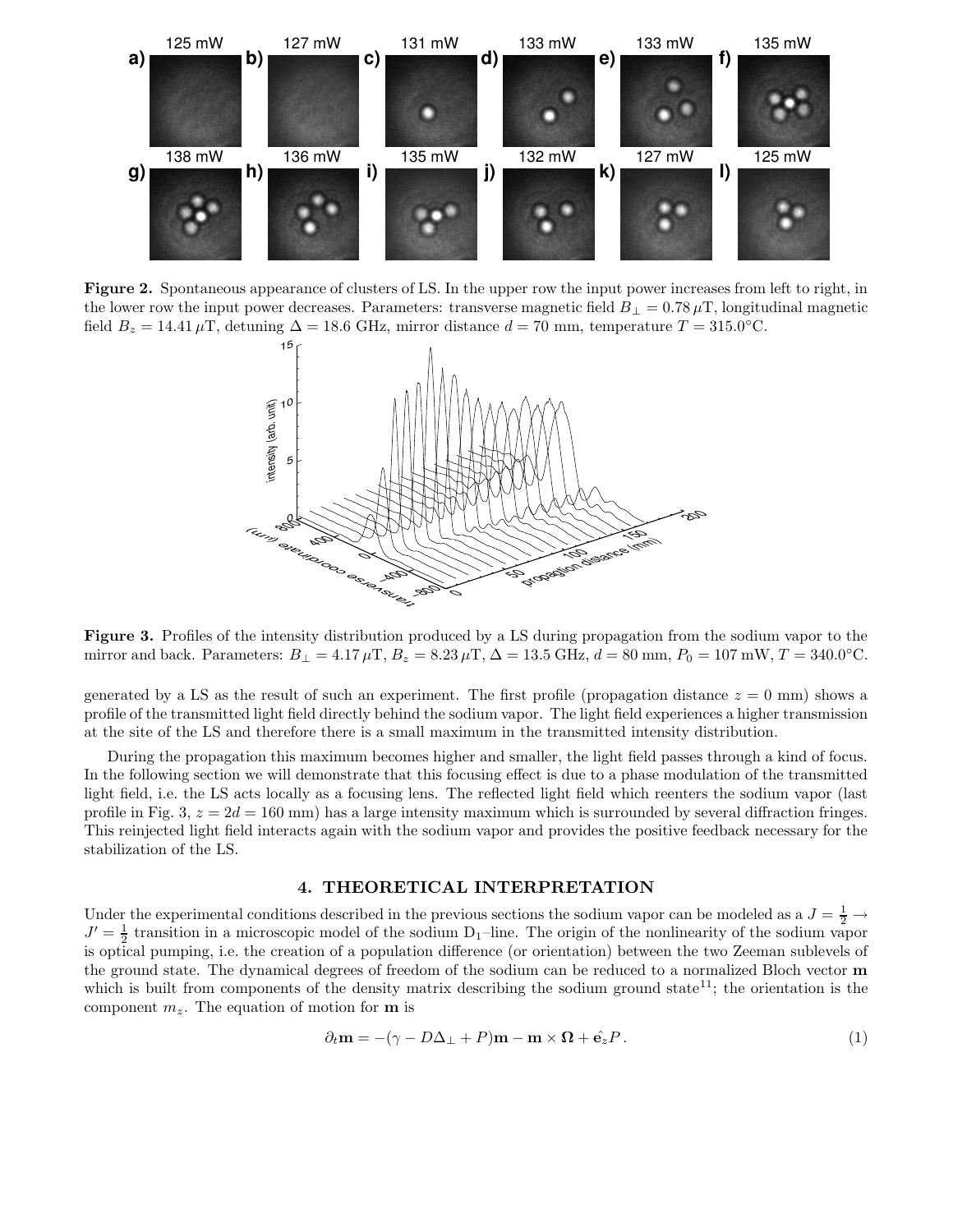**Figure 2.** Spontaneous appearance of clusters of LS. In the upper row the input power increases from left to right, in the lower row the input power decreases. Parameters: transverse magnetic field $B_\perp = 0.78\,\mu$T, longitudinal magnetic field $B_z = 14.41\,\mu$T, detuning $\Delta = 18.6$ GHz, mirror distance $d = 70$ mm, temperature $T = 315.0°$C.

**Figure 3.** Profiles of the intensity distribution produced by a LS during propagation from the sodium vapor to the mirror and back. Parameters: $B_\perp = 4.17\,\mu$T, $B_z = 8.23\,\mu$T, $\Delta = 13.5$ GHz, $d = 80$ mm, $P_0 = 107$ mW, $T = 340.0°$C.

generated by a LS as the result of such an experiment. The first profile (propagation distance $z = 0$ mm) shows a profile of the transmitted light field directly behind the sodium vapor. The light field experiences a higher transmission at the site of the LS and therefore there is a small maximum in the transmitted intensity distribution.

During the propagation this maximum becomes higher and smaller, the light field passes through a kind of focus. In the following section we will demonstrate that this focusing effect is due to a phase modulation of the transmitted light field, i.e. the LS acts locally as a focusing lens. The reflected light field which reenters the sodium vapor (last profile in Fig. 3, $z = 2d = 160$ mm) has a large intensity maximum which is surrounded by several diffraction fringes. This reinjected light field interacts again with the sodium vapor and provides the positive feedback necessary for the stabilization of the LS.

## 4. THEORETICAL INTERPRETATION

Under the experimental conditions described in the previous sections the sodium vapor can be modeled as a $J = \frac{1}{2} \rightarrow J' = \frac{1}{2}$ transition in a microscopic model of the sodium $D_1$–line. The origin of the nonlinearity of the sodium vapor is optical pumping, i.e. the creation of a population difference (or orientation) between the two Zeeman sublevels of the ground state. The dynamical degrees of freedom of the sodium can be reduced to a normalized Bloch vector $\mathbf{m}$ which is built from components of the density matrix describing the sodium ground state[11]; the orientation is the component $m_z$. The equation of motion for $\mathbf{m}$ is

$$\partial_t \mathbf{m} = -(\gamma - D\Delta_\perp + P)\mathbf{m} - \mathbf{m} \times \mathbf{\Omega} + \hat{\mathbf{e}_z} P\,. \tag{1}$$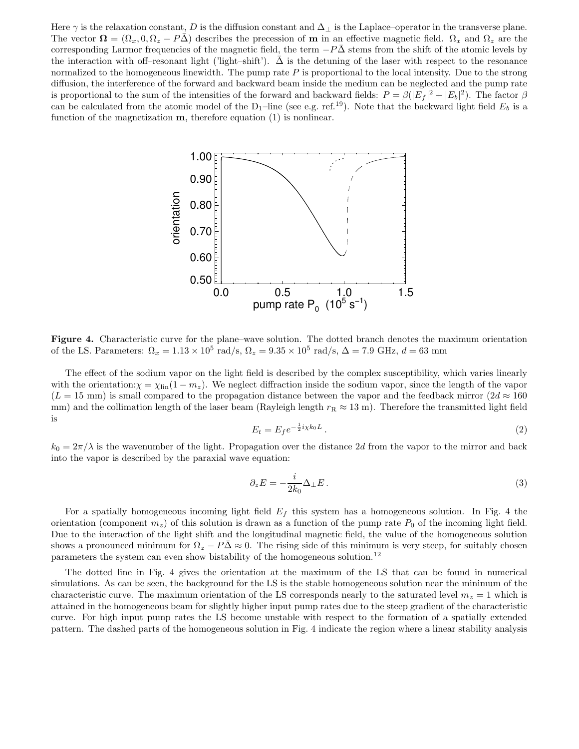Here $\gamma$ is the relaxation constant, $D$ is the diffusion constant and $\Delta_\perp$ is the Laplace–operator in the transverse plane. The vector $\mathbf{\Omega} = (\Omega_x, 0, \Omega_z - P\bar{\Delta})$ describes the precession of $\mathbf{m}$ in an effective magnetic field. $\Omega_x$ and $\Omega_z$ are the corresponding Larmor frequencies of the magnetic field, the term $-P\bar{\Delta}$ stems from the shift of the atomic levels by the interaction with off–resonant light ('light–shift'). $\bar{\Delta}$ is the detuning of the laser with respect to the resonance normalized to the homogeneous linewidth. The pump rate $P$ is proportional to the local intensity. Due to the strong diffusion, the interference of the forward and backward beam inside the medium can be neglected and the pump rate is proportional to the sum of the intensities of the forward and backward fields: $P = \beta(|E_f|^2 + |E_b|^2)$. The factor $\beta$ can be calculated from the atomic model of the $D_1$–line (see e.g. ref.[19]). Note that the backward light field $E_b$ is a function of the magnetization $\mathbf{m}$, therefore equation (1) is nonlinear.

**Figure 4.** Characteristic curve for the plane–wave solution. The dotted branch denotes the maximum orientation of the LS. Parameters: $\Omega_x = 1.13 \times 10^5$ rad/s, $\Omega_z = 9.35 \times 10^5$ rad/s, $\Delta = 7.9$ GHz, $d = 63$ mm

The effect of the sodium vapor on the light field is described by the complex susceptibility, which varies linearly with the orientation: $\chi = \chi_{\text{lin}}(1 - m_z)$. We neglect diffraction inside the sodium vapor, since the length of the vapor ($L = 15$ mm) is small compared to the propagation distance between the vapor and the feedback mirror ($2d \approx 160$ mm) and the collimation length of the laser beam (Rayleigh length $r_{\text{R}} \approx 13$ m). Therefore the transmitted light field is

$$E_t = E_f e^{-\frac{1}{2} i \chi k_0 L} \,. \tag{2}$$

$k_0 = 2\pi/\lambda$ is the wavenumber of the light. Propagation over the distance $2d$ from the vapor to the mirror and back into the vapor is described by the paraxial wave equation:

$$\partial_z E = -\frac{i}{2k_0} \Delta_\perp E \,. \tag{3}$$

For a spatially homogeneous incoming light field $E_f$ this system has a homogeneous solution. In Fig. 4 the orientation (component $m_z$) of this solution is drawn as a function of the pump rate $P_0$ of the incoming light field. Due to the interaction of the light shift and the longitudinal magnetic field, the value of the homogeneous solution shows a pronounced minimum for $\Omega_z - P\bar{\Delta} \approx 0$. The rising side of this minimum is very steep, for suitably chosen parameters the system can even show bistability of the homogeneous solution.[12]

The dotted line in Fig. 4 gives the orientation at the maximum of the LS that can be found in numerical simulations. As can be seen, the background for the LS is the stable homogeneous solution near the minimum of the characteristic curve. The maximum orientation of the LS corresponds nearly to the saturated level $m_z = 1$ which is attained in the homogeneous beam for slightly higher input pump rates due to the steep gradient of the characteristic curve. For high input pump rates the LS become unstable with respect to the formation of a spatially extended pattern. The dashed parts of the homogeneous solution in Fig. 4 indicate the region where a linear stability analysis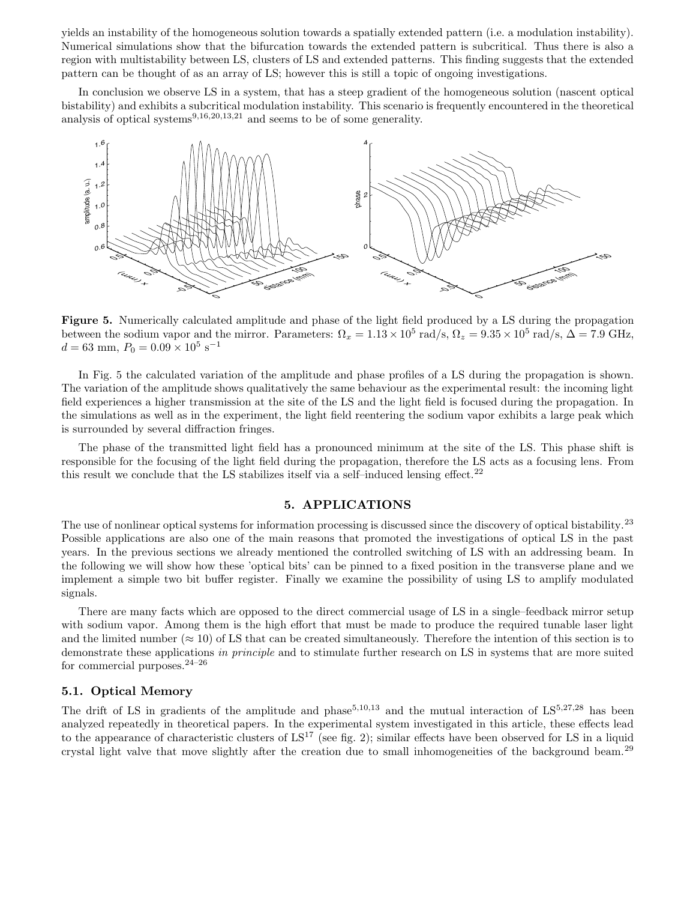yields an instability of the homogeneous solution towards a spatially extended pattern (i.e. a modulation instability). Numerical simulations show that the bifurcation towards the extended pattern is subcritical. Thus there is also a region with multistability between LS, clusters of LS and extended patterns. This finding suggests that the extended pattern can be thought of as an array of LS; however this is still a topic of ongoing investigations.

In conclusion we observe LS in a system, that has a steep gradient of the homogeneous solution (nascent optical bistability) and exhibits a subcritical modulation instability. This scenario is frequently encountered in the theoretical analysis of optical systems[9,16,20,13,21] and seems to be of some generality.

**Figure 5.** Numerically calculated amplitude and phase of the light field produced by a LS during the propagation between the sodium vapor and the mirror. Parameters: $\Omega_x = 1.13 \times 10^5$ rad/s, $\Omega_z = 9.35 \times 10^5$ rad/s, $\Delta = 7.9$ GHz, $d = 63$ mm, $P_0 = 0.09 \times 10^5$ s$^{-1}$

In Fig. 5 the calculated variation of the amplitude and phase profiles of a LS during the propagation is shown. The variation of the amplitude shows qualitatively the same behaviour as the experimental result: the incoming light field experiences a higher transmission at the site of the LS and the light field is focused during the propagation. In the simulations as well as in the experiment, the light field reentering the sodium vapor exhibits a large peak which is surrounded by several diffraction fringes.

The phase of the transmitted light field has a pronounced minimum at the site of the LS. This phase shift is responsible for the focusing of the light field during the propagation, therefore the LS acts as a focusing lens. From this result we conclude that the LS stabilizes itself via a self–induced lensing effect.[22]

## 5. APPLICATIONS

The use of nonlinear optical systems for information processing is discussed since the discovery of optical bistability.[23] Possible applications are also one of the main reasons that promoted the investigations of optical LS in the past years. In the previous sections we already mentioned the controlled switching of LS with an addressing beam. In the following we will show how these 'optical bits' can be pinned to a fixed position in the transverse plane and we implement a simple two bit buffer register. Finally we examine the possibility of using LS to amplify modulated signals.

There are many facts which are opposed to the direct commercial usage of LS in a single–feedback mirror setup with sodium vapor. Among them is the high effort that must be made to produce the required tunable laser light and the limited number ($\approx 10$) of LS that can be created simultaneously. Therefore the intention of this section is to demonstrate these applications *in principle* and to stimulate further research on LS in systems that are more suited for commercial purposes.[24–26]

### 5.1. Optical Memory

The drift of LS in gradients of the amplitude and phase[5,10,13] and the mutual interaction of LS[5,27,28] has been analyzed repeatedly in theoretical papers. In the experimental system investigated in this article, these effects lead to the appearance of characteristic clusters of LS[17] (see fig. 2); similar effects have been observed for LS in a liquid crystal light valve that move slightly after the creation due to small inhomogeneities of the background beam.[29]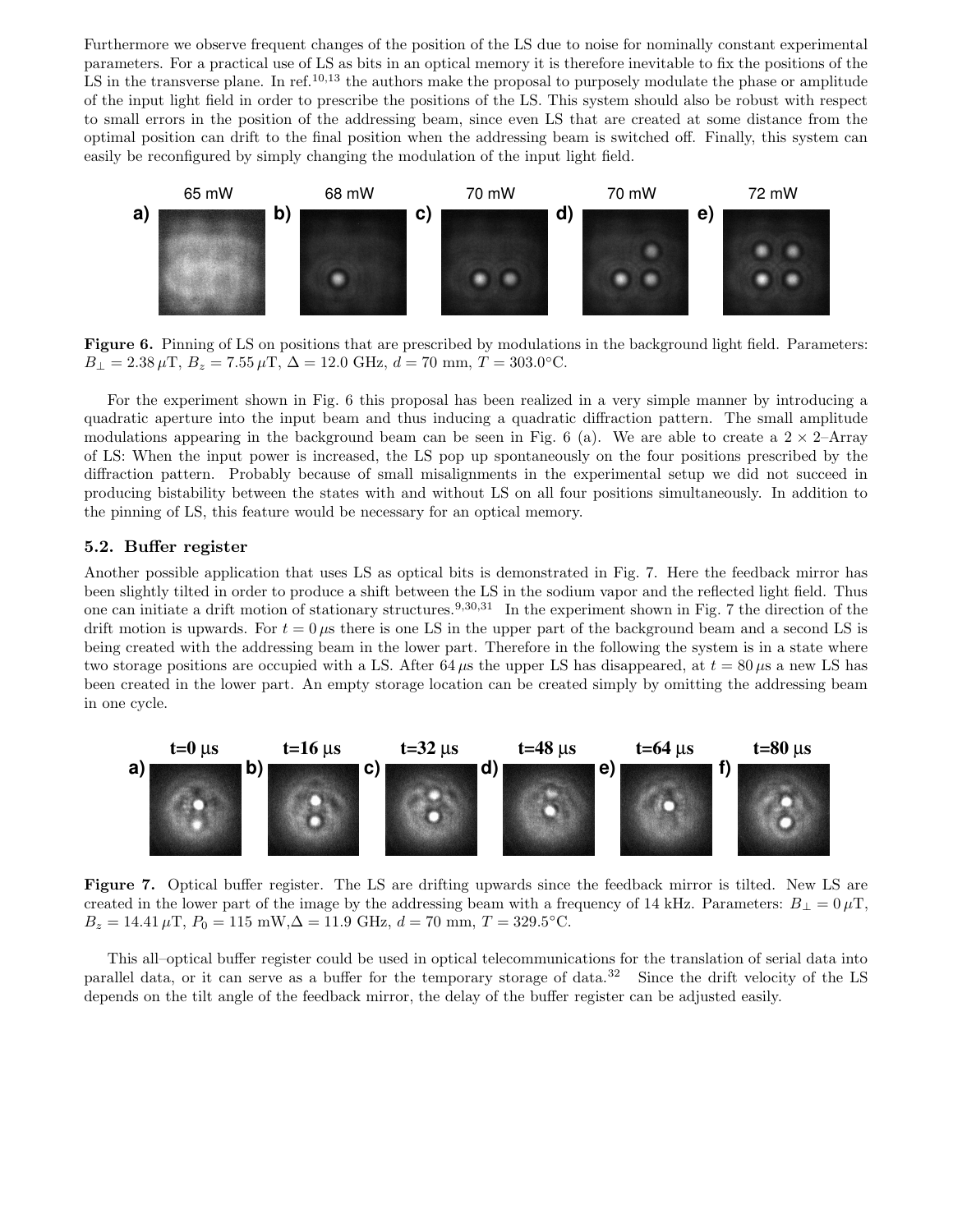Furthermore we observe frequent changes of the position of the LS due to noise for nominally constant experimental parameters. For a practical use of LS as bits in an optical memory it is therefore inevitable to fix the positions of the LS in the transverse plane. In ref.[10,13] the authors make the proposal to purposely modulate the phase or amplitude of the input light field in order to prescribe the positions of the LS. This system should also be robust with respect to small errors in the position of the addressing beam, since even LS that are created at some distance from the optimal position can drift to the final position when the addressing beam is switched off. Finally, this system can easily be reconfigured by simply changing the modulation of the input light field.

**Figure 6.** Pinning of LS on positions that are prescribed by modulations in the background light field. Parameters: $B_\perp = 2.38\,\mu$T, $B_z = 7.55\,\mu$T, $\Delta = 12.0$ GHz, $d = 70$ mm, $T = 303.0$°C.

For the experiment shown in Fig. 6 this proposal has been realized in a very simple manner by introducing a quadratic aperture into the input beam and thus inducing a quadratic diffraction pattern. The small amplitude modulations appearing in the background beam can be seen in Fig. 6 (a). We are able to create a $2 \times 2$–Array of LS: When the input power is increased, the LS pop up spontaneously on the four positions prescribed by the diffraction pattern. Probably because of small misalignments in the experimental setup we did not succeed in producing bistability between the states with and without LS on all four positions simultaneously. In addition to the pinning of LS, this feature would be necessary for an optical memory.

### 5.2. Buffer register

Another possible application that uses LS as optical bits is demonstrated in Fig. 7. Here the feedback mirror has been slightly tilted in order to produce a shift between the LS in the sodium vapor and the reflected light field. Thus one can initiate a drift motion of stationary structures.[9,30,31] In the experiment shown in Fig. 7 the direction of the drift motion is upwards. For $t = 0\,\mu$s there is one LS in the upper part of the background beam and a second LS is being created with the addressing beam in the lower part. Therefore in the following the system is in a state where two storage positions are occupied with a LS. After $64\,\mu$s the upper LS has disappeared, at $t = 80\,\mu$s a new LS has been created in the lower part. An empty storage location can be created simply by omitting the addressing beam in one cycle.

**Figure 7.** Optical buffer register. The LS are drifting upwards since the feedback mirror is tilted. New LS are created in the lower part of the image by the addressing beam with a frequency of 14 kHz. Parameters: $B_\perp = 0\,\mu$T, $B_z = 14.41\,\mu$T, $P_0 = 115$ mW, $\Delta = 11.9$ GHz, $d = 70$ mm, $T = 329.5$°C.

This all–optical buffer register could be used in optical telecommunications for the translation of serial data into parallel data, or it can serve as a buffer for the temporary storage of data.[32] Since the drift velocity of the LS depends on the tilt angle of the feedback mirror, the delay of the buffer register can be adjusted easily.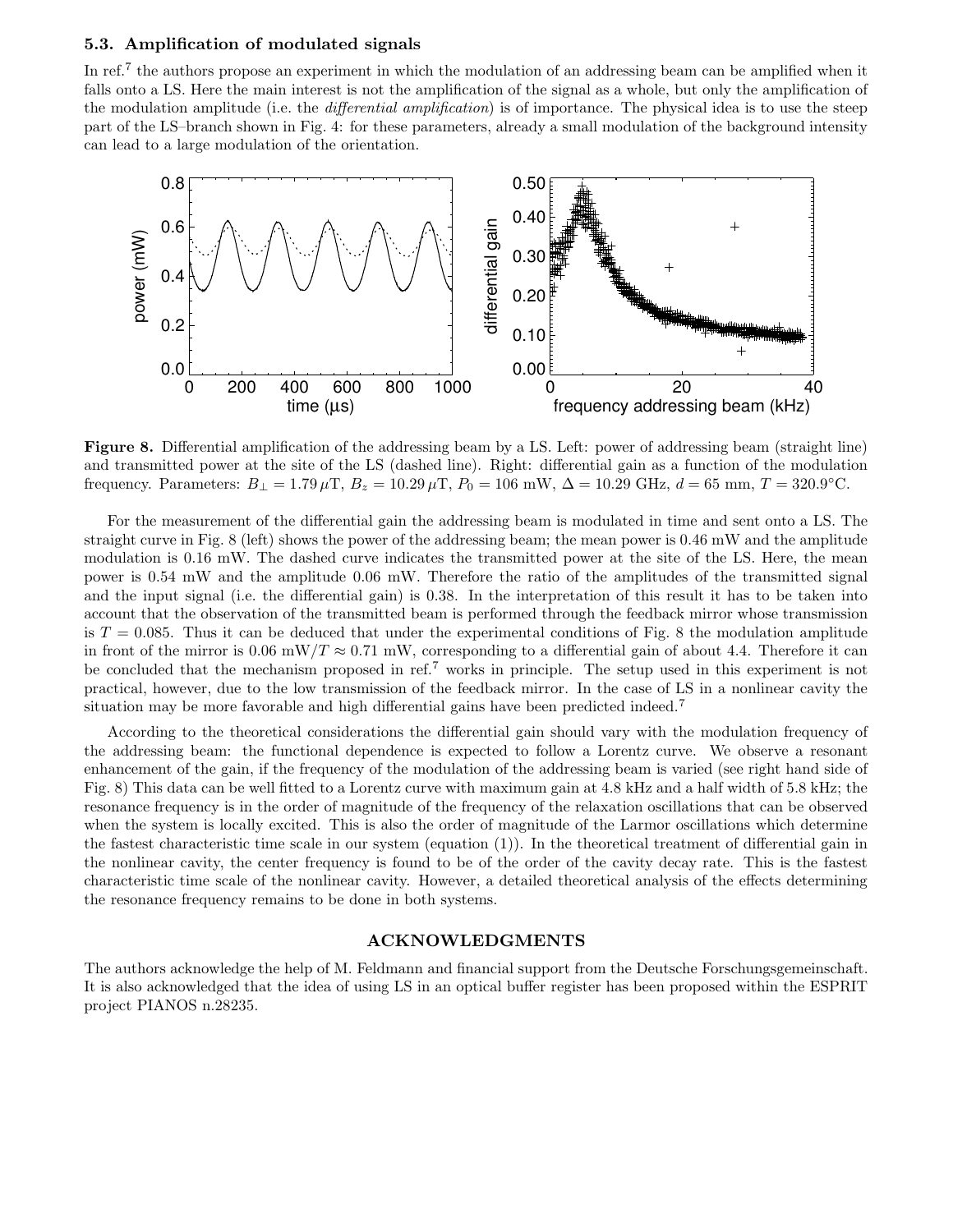### 5.3. Amplification of modulated signals

In ref.[7] the authors propose an experiment in which the modulation of an addressing beam can be amplified when it falls onto a LS. Here the main interest is not the amplification of the signal as a whole, but only the amplification of the modulation amplitude (i.e. the *differential amplification*) is of importance. The physical idea is to use the steep part of the LS–branch shown in Fig. 4: for these parameters, already a small modulation of the background intensity can lead to a large modulation of the orientation.

**Figure 8.** Differential amplification of the addressing beam by a LS. Left: power of addressing beam (straight line) and transmitted power at the site of the LS (dashed line). Right: differential gain as a function of the modulation frequency. Parameters: $B_{\perp} = 1.79\,\mu$T, $B_z = 10.29\,\mu$T, $P_0 = 106$ mW, $\Delta = 10.29$ GHz, $d = 65$ mm, $T = 320.9$°C.

For the measurement of the differential gain the addressing beam is modulated in time and sent onto a LS. The straight curve in Fig. 8 (left) shows the power of the addressing beam; the mean power is 0.46 mW and the amplitude modulation is 0.16 mW. The dashed curve indicates the transmitted power at the site of the LS. Here, the mean power is 0.54 mW and the amplitude 0.06 mW. Therefore the ratio of the amplitudes of the transmitted signal and the input signal (i.e. the differential gain) is 0.38. In the interpretation of this result it has to be taken into account that the observation of the transmitted beam is performed through the feedback mirror whose transmission is $T = 0.085$. Thus it can be deduced that under the experimental conditions of Fig. 8 the modulation amplitude in front of the mirror is $0.06$ mW$/T \approx 0.71$ mW, corresponding to a differential gain of about 4.4. Therefore it can be concluded that the mechanism proposed in ref.[7] works in principle. The setup used in this experiment is not practical, however, due to the low transmission of the feedback mirror. In the case of LS in a nonlinear cavity the situation may be more favorable and high differential gains have been predicted indeed.[7]

According to the theoretical considerations the differential gain should vary with the modulation frequency of the addressing beam: the functional dependence is expected to follow a Lorentz curve. We observe a resonant enhancement of the gain, if the frequency of the modulation of the addressing beam is varied (see right hand side of Fig. 8) This data can be well fitted to a Lorentz curve with maximum gain at 4.8 kHz and a half width of 5.8 kHz; the resonance frequency is in the order of magnitude of the frequency of the relaxation oscillations that can be observed when the system is locally excited. This is also the order of magnitude of the Larmor oscillations which determine the fastest characteristic time scale in our system (equation (1)). In the theoretical treatment of differential gain in the nonlinear cavity, the center frequency is found to be of the order of the cavity decay rate. This is the fastest characteristic time scale of the nonlinear cavity. However, a detailed theoretical analysis of the effects determining the resonance frequency remains to be done in both systems.

## ACKNOWLEDGMENTS

The authors acknowledge the help of M. Feldmann and financial support from the Deutsche Forschungsgemeinschaft. It is also acknowledged that the idea of using LS in an optical buffer register has been proposed within the ESPRIT project PIANOS n.28235.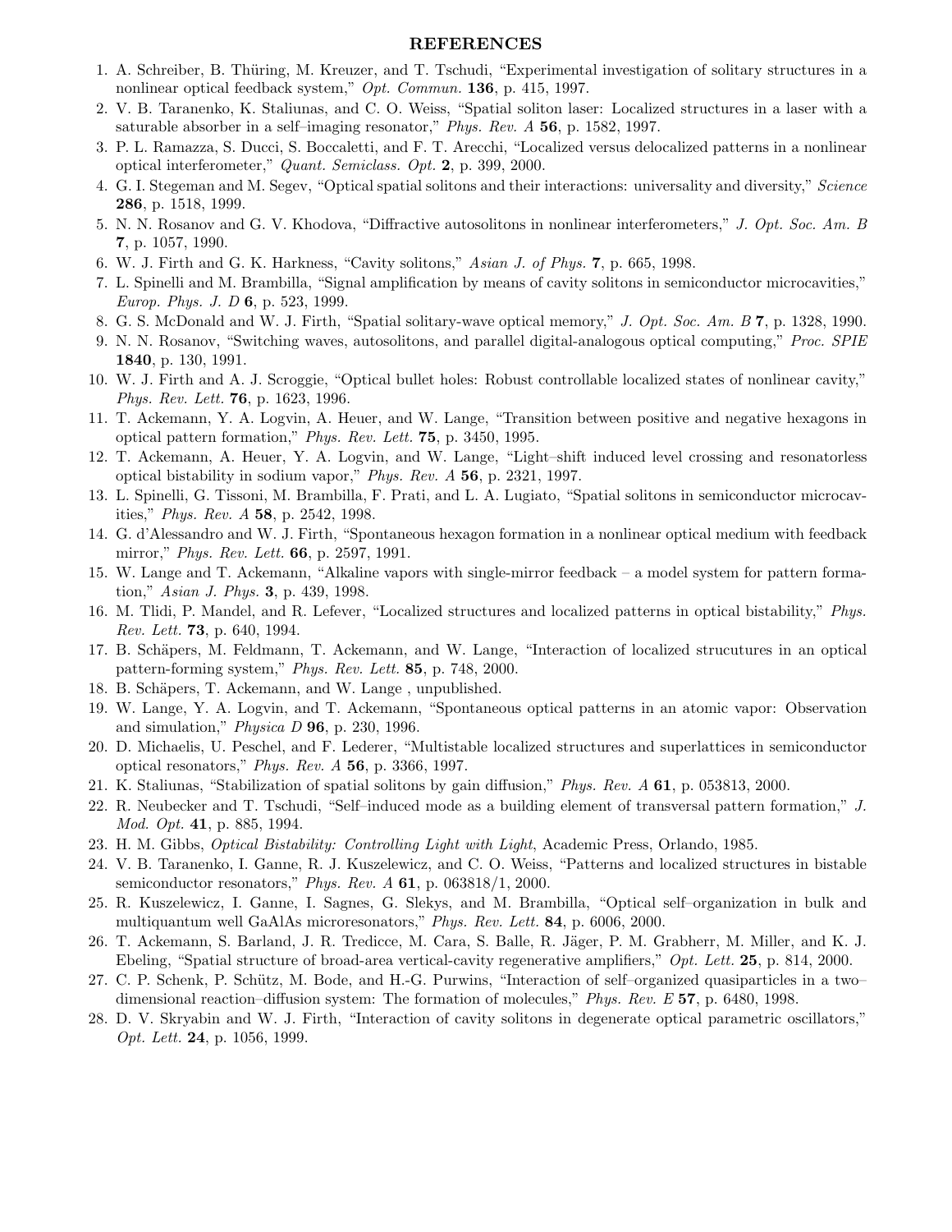## REFERENCES

1. A. Schreiber, B. Thüring, M. Kreuzer, and T. Tschudi, "Experimental investigation of solitary structures in a nonlinear optical feedback system," *Opt. Commun.* **136**, p. 415, 1997.
2. V. B. Taranenko, K. Staliunas, and C. O. Weiss, "Spatial soliton laser: Localized structures in a laser with a saturable absorber in a self–imaging resonator," *Phys. Rev. A* **56**, p. 1582, 1997.
3. P. L. Ramazza, S. Ducci, S. Boccaletti, and F. T. Arecchi, "Localized versus delocalized patterns in a nonlinear optical interferometer," *Quant. Semiclass. Opt.* **2**, p. 399, 2000.
4. G. I. Stegeman and M. Segev, "Optical spatial solitons and their interactions: universality and diversity," *Science* **286**, p. 1518, 1999.
5. N. N. Rosanov and G. V. Khodova, "Diffractive autosolitons in nonlinear interferometers," *J. Opt. Soc. Am. B* **7**, p. 1057, 1990.
6. W. J. Firth and G. K. Harkness, "Cavity solitons," *Asian J. of Phys.* **7**, p. 665, 1998.
7. L. Spinelli and M. Brambilla, "Signal amplification by means of cavity solitons in semiconductor microcavities," *Europ. Phys. J. D* **6**, p. 523, 1999.
8. G. S. McDonald and W. J. Firth, "Spatial solitary-wave optical memory," *J. Opt. Soc. Am. B* **7**, p. 1328, 1990.
9. N. N. Rosanov, "Switching waves, autosolitons, and parallel digital-analogous optical computing," *Proc. SPIE* **1840**, p. 130, 1991.
10. W. J. Firth and A. J. Scroggie, "Optical bullet holes: Robust controllable localized states of nonlinear cavity," *Phys. Rev. Lett.* **76**, p. 1623, 1996.
11. T. Ackemann, Y. A. Logvin, A. Heuer, and W. Lange, "Transition between positive and negative hexagons in optical pattern formation," *Phys. Rev. Lett.* **75**, p. 3450, 1995.
12. T. Ackemann, A. Heuer, Y. A. Logvin, and W. Lange, "Light–shift induced level crossing and resonatorless optical bistability in sodium vapor," *Phys. Rev. A* **56**, p. 2321, 1997.
13. L. Spinelli, G. Tissoni, M. Brambilla, F. Prati, and L. A. Lugiato, "Spatial solitons in semiconductor microcavities," *Phys. Rev. A* **58**, p. 2542, 1998.
14. G. d'Alessandro and W. J. Firth, "Spontaneous hexagon formation in a nonlinear optical medium with feedback mirror," *Phys. Rev. Lett.* **66**, p. 2597, 1991.
15. W. Lange and T. Ackemann, "Alkaline vapors with single-mirror feedback – a model system for pattern formation," *Asian J. Phys.* **3**, p. 439, 1998.
16. M. Tlidi, P. Mandel, and R. Lefever, "Localized structures and localized patterns in optical bistability," *Phys. Rev. Lett.* **73**, p. 640, 1994.
17. B. Schäpers, M. Feldmann, T. Ackemann, and W. Lange, "Interaction of localized strucutures in an optical pattern-forming system," *Phys. Rev. Lett.* **85**, p. 748, 2000.
18. B. Schäpers, T. Ackemann, and W. Lange , unpublished.
19. W. Lange, Y. A. Logvin, and T. Ackemann, "Spontaneous optical patterns in an atomic vapor: Observation and simulation," *Physica D* **96**, p. 230, 1996.
20. D. Michaelis, U. Peschel, and F. Lederer, "Multistable localized structures and superlattices in semiconductor optical resonators," *Phys. Rev. A* **56**, p. 3366, 1997.
21. K. Staliunas, "Stabilization of spatial solitons by gain diffusion," *Phys. Rev. A* **61**, p. 053813, 2000.
22. R. Neubecker and T. Tschudi, "Self–induced mode as a building element of transversal pattern formation," *J. Mod. Opt.* **41**, p. 885, 1994.
23. H. M. Gibbs, *Optical Bistability: Controlling Light with Light*, Academic Press, Orlando, 1985.
24. V. B. Taranenko, I. Ganne, R. J. Kuszelewicz, and C. O. Weiss, "Patterns and localized structures in bistable semiconductor resonators," *Phys. Rev. A* **61**, p. 063818/1, 2000.
25. R. Kuszelewicz, I. Ganne, I. Sagnes, G. Slekys, and M. Brambilla, "Optical self–organization in bulk and multiquantum well GaAlAs microresonators," *Phys. Rev. Lett.* **84**, p. 6006, 2000.
26. T. Ackemann, S. Barland, J. R. Tredicce, M. Cara, S. Balle, R. Jäger, P. M. Grabherr, M. Miller, and K. J. Ebeling, "Spatial structure of broad-area vertical-cavity regenerative amplifiers," *Opt. Lett.* **25**, p. 814, 2000.
27. C. P. Schenk, P. Schütz, M. Bode, and H.-G. Purwins, "Interaction of self–organized quasiparticles in a two–dimensional reaction–diffusion system: The formation of molecules," *Phys. Rev. E* **57**, p. 6480, 1998.
28. D. V. Skryabin and W. J. Firth, "Interaction of cavity solitons in degenerate optical parametric oscillators," *Opt. Lett.* **24**, p. 1056, 1999.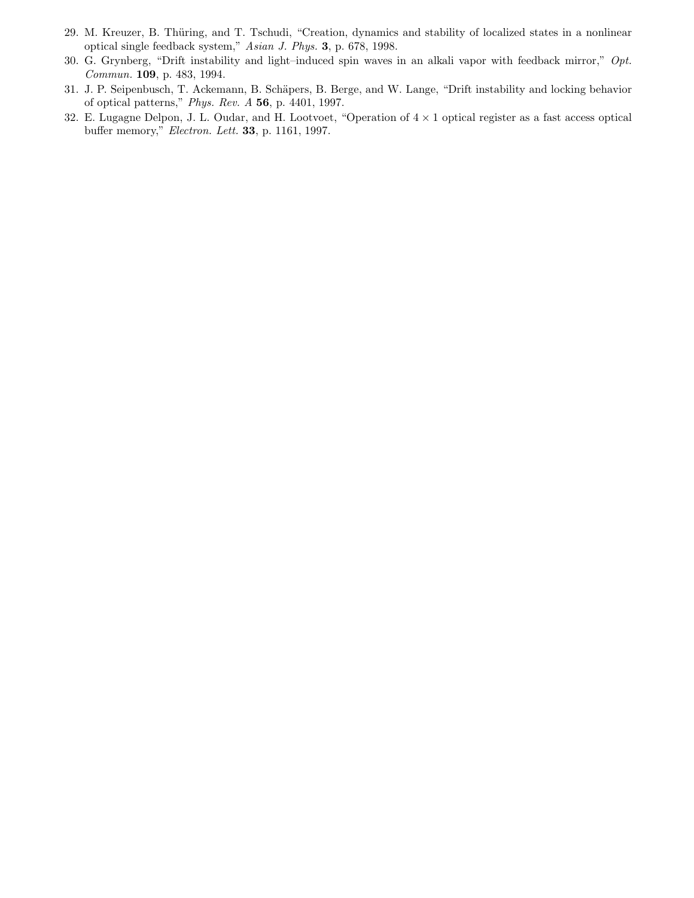29. M. Kreuzer, B. Thüring, and T. Tschudi, "Creation, dynamics and stability of localized states in a nonlinear optical single feedback system," *Asian J. Phys.* **3**, p. 678, 1998.
30. G. Grynberg, "Drift instability and light–induced spin waves in an alkali vapor with feedback mirror," *Opt. Commun.* **109**, p. 483, 1994.
31. J. P. Seipenbusch, T. Ackemann, B. Schäpers, B. Berge, and W. Lange, "Drift instability and locking behavior of optical patterns," *Phys. Rev. A* **56**, p. 4401, 1997.
32. E. Lugagne Delpon, J. L. Oudar, and H. Lootvoet, "Operation of $4 \times 1$ optical register as a fast access optical buffer memory," *Electron. Lett.* **33**, p. 1161, 1997.